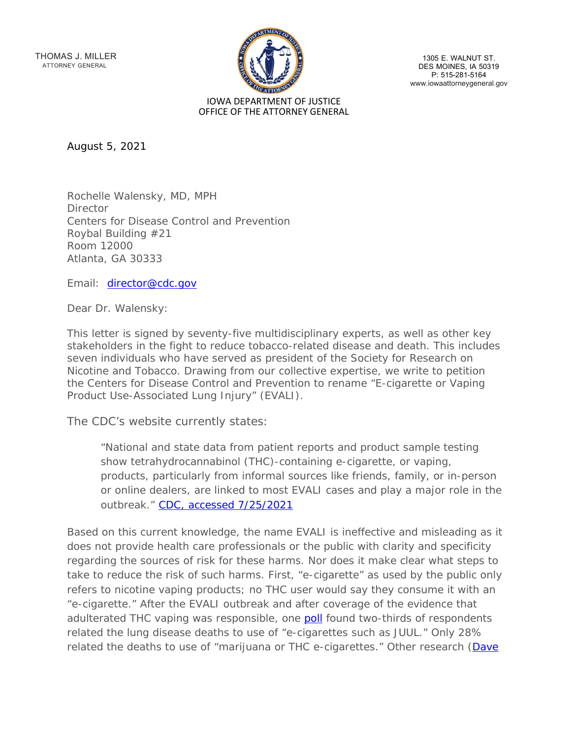THOMAS J. MILLER
ATTORNEY GENERAL

1305 E. WALNUT ST.
DES MOINES, IA 50319
P: 515-281-5164
www.iowaattorneygeneral.gov

IOWA DEPARTMENT OF JUSTICE
OFFICE OF THE ATTORNEY GENERAL

August 5, 2021

Rochelle Walensky, MD, MPH
Director
Centers for Disease Control and Prevention
Roybal Building #21
Room 12000
Atlanta, GA 30333

Email: [director@cdc.gov](mailto:director@cdc.gov)

Dear Dr. Walensky:

This letter is signed by seventy-five multidisciplinary experts, as well as other key stakeholders in the fight to reduce tobacco-related disease and death. This includes seven individuals who have served as president of the Society for Research on Nicotine and Tobacco. Drawing from our collective expertise, we write to petition the Centers for Disease Control and Prevention to rename "E-cigarette or Vaping Product Use-Associated Lung Injury" (EVALI).

The CDC's website currently states:

> "National and state data from patient reports and product sample testing show tetrahydrocannabinol (THC)-containing e-cigarette, or vaping, products, particularly from informal sources like friends, family, or in-person or online dealers, are linked to most EVALI cases and play a major role in the outbreak." CDC, accessed 7/25/2021

Based on this current knowledge, the name EVALI is ineffective and misleading as it does not provide health care professionals or the public with clarity and specificity regarding the sources of risk for these harms. Nor does it make clear what steps to take to reduce the risk of such harms. First, "e-cigarette" as used by the public only refers to nicotine vaping products; no THC user would say they consume it with an "e-cigarette." After the EVALI outbreak and after coverage of the evidence that adulterated THC vaping was responsible, one poll found two-thirds of respondents related the lung disease deaths to use of "e-cigarettes such as JUUL." Only 28% related the deaths to use of "marijuana or THC e-cigarettes." Other research (Dave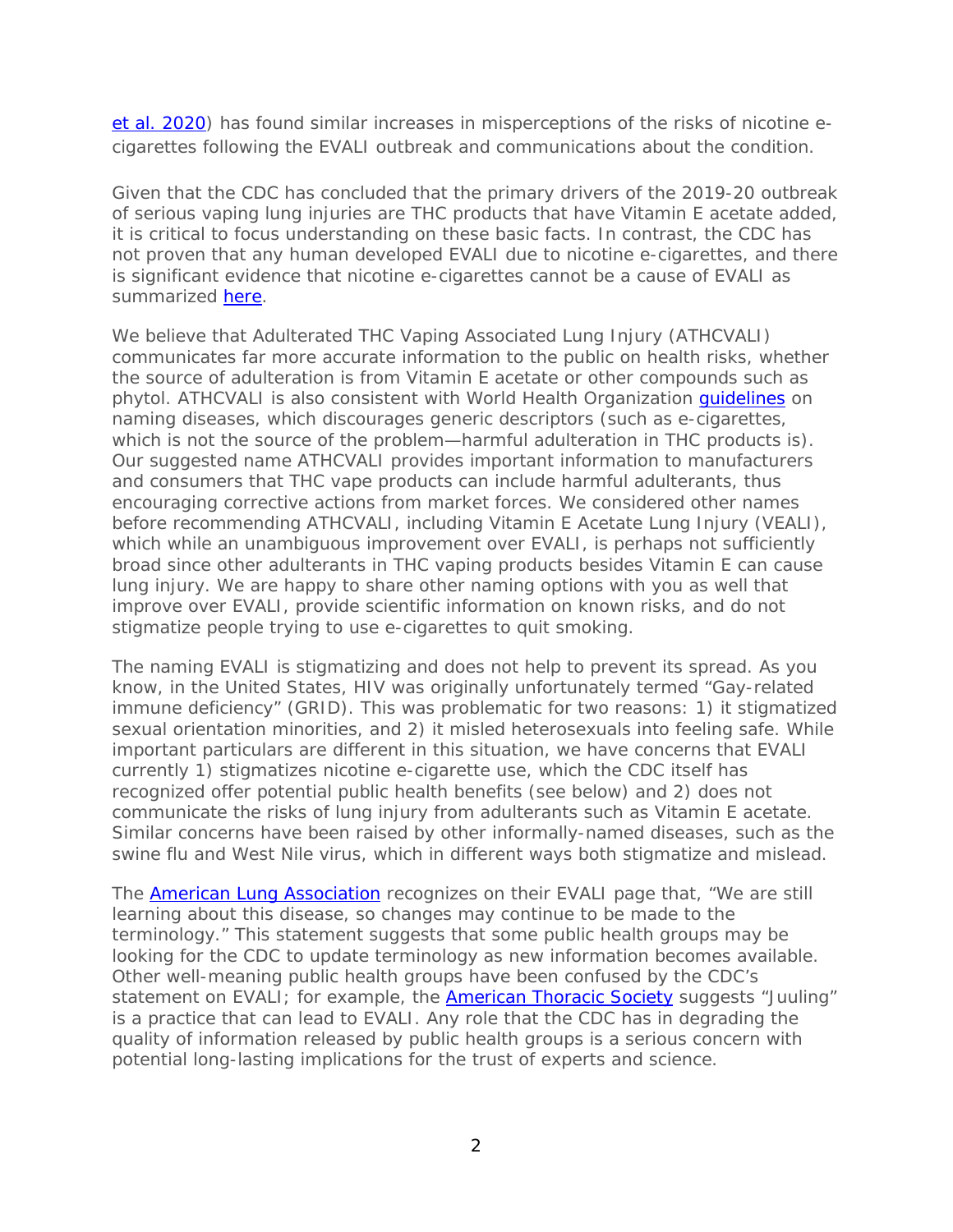et al. 2020) has found similar increases in misperceptions of the risks of nicotine e-cigarettes following the EVALI outbreak and communications about the condition.

Given that the CDC has concluded that the primary drivers of the 2019-20 outbreak of serious vaping lung injuries are THC products that have Vitamin E acetate added, it is critical to focus understanding on these basic facts. In contrast, the CDC has not proven that any human developed EVALI due to nicotine e-cigarettes, and there is significant evidence that nicotine e-cigarettes cannot be a cause of EVALI as summarized here.

We believe that Adulterated THC Vaping Associated Lung Injury (ATHCVALI) communicates far more accurate information to the public on health risks, whether the source of adulteration is from Vitamin E acetate or other compounds such as phytol. ATHCVALI is also consistent with World Health Organization guidelines on naming diseases, which discourages generic descriptors (such as e-cigarettes, which is not the source of the problem—harmful adulteration in THC products is). Our suggested name ATHCVALI provides important information to manufacturers and consumers that THC vape products can include harmful adulterants, thus encouraging corrective actions from market forces. We considered other names before recommending ATHCVALI, including Vitamin E Acetate Lung Injury (VEALI), which while an unambiguous improvement over EVALI, is perhaps not sufficiently broad since other adulterants in THC vaping products besides Vitamin E can cause lung injury. We are happy to share other naming options with you as well that improve over EVALI, provide scientific information on known risks, and do not stigmatize people trying to use e-cigarettes to quit smoking.

The naming EVALI is stigmatizing and does not help to prevent its spread. As you know, in the United States, HIV was originally unfortunately termed "Gay-related immune deficiency" (GRID). This was problematic for two reasons: 1) it stigmatized sexual orientation minorities, and 2) it misled heterosexuals into feeling safe. While important particulars are different in this situation, we have concerns that EVALI currently 1) stigmatizes nicotine e-cigarette use, which the CDC itself has recognized offer potential public health benefits (see below) and 2) does not communicate the risks of lung injury from adulterants such as Vitamin E acetate. Similar concerns have been raised by other informally-named diseases, such as the swine flu and West Nile virus, which in different ways both stigmatize and mislead.

The American Lung Association recognizes on their EVALI page that, "We are still learning about this disease, so changes may continue to be made to the terminology." This statement suggests that some public health groups may be looking for the CDC to update terminology as new information becomes available. Other well-meaning public health groups have been confused by the CDC's statement on EVALI; for example, the American Thoracic Society suggests "Juuling" is a practice that can lead to EVALI. Any role that the CDC has in degrading the quality of information released by public health groups is a serious concern with potential long-lasting implications for the trust of experts and science.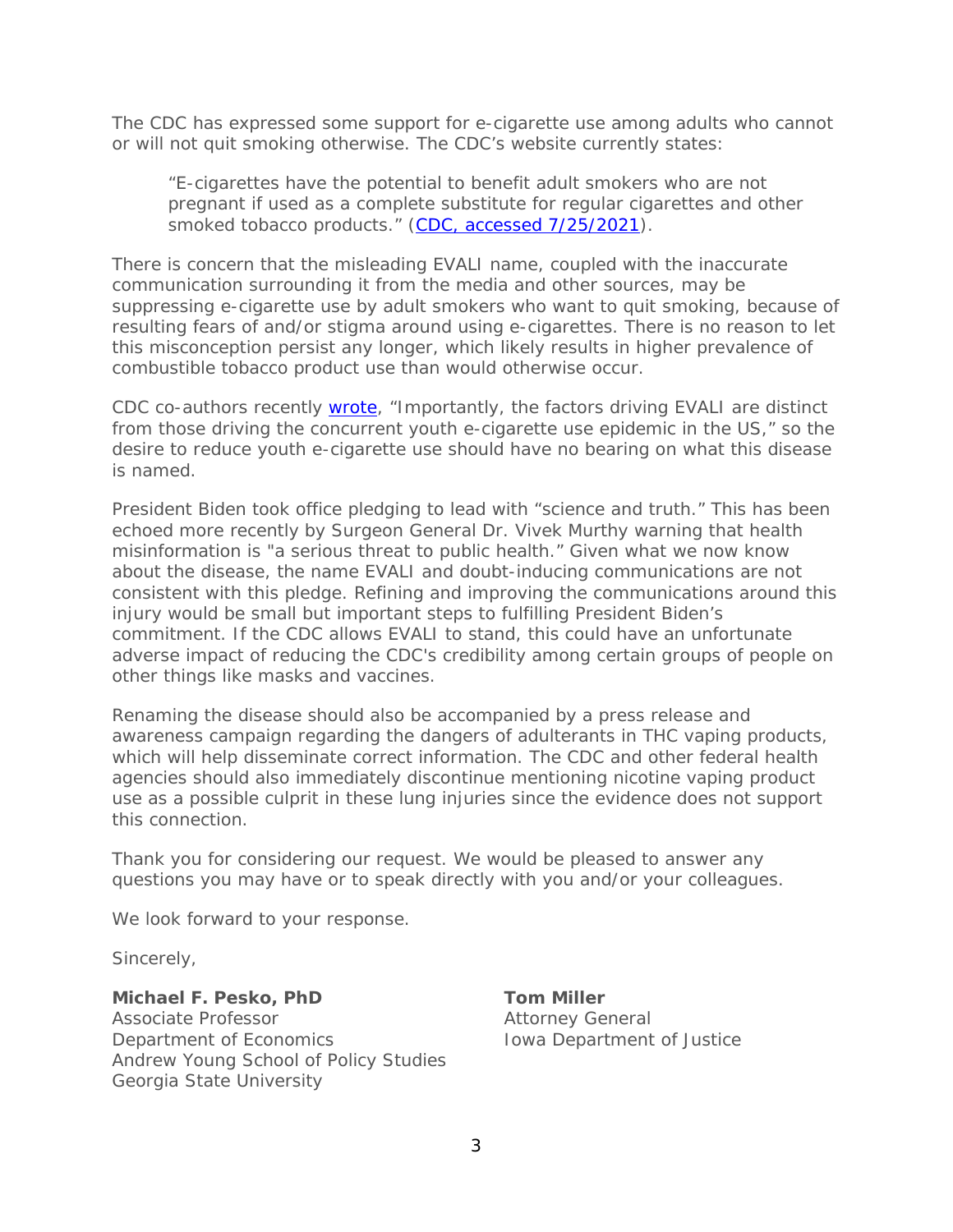The CDC has expressed some support for e-cigarette use among adults who cannot or will not quit smoking otherwise. The CDC's website currently states:

> "E-cigarettes have the potential to benefit adult smokers who are not pregnant if used as a complete substitute for regular cigarettes and other smoked tobacco products." (CDC, accessed 7/25/2021).

There is concern that the misleading EVALI name, coupled with the inaccurate communication surrounding it from the media and other sources, may be suppressing e-cigarette use by adult smokers who want to quit smoking, because of resulting fears of and/or stigma around using e-cigarettes. There is no reason to let this misconception persist any longer, which likely results in higher prevalence of combustible tobacco product use than would otherwise occur.

CDC co-authors recently wrote, "Importantly, the factors driving EVALI are distinct from those driving the concurrent youth e-cigarette use epidemic in the US," so the desire to reduce youth e-cigarette use should have no bearing on what this disease is named.

President Biden took office pledging to lead with "science and truth." This has been echoed more recently by Surgeon General Dr. Vivek Murthy warning that health misinformation is "a serious threat to public health." Given what we now know about the disease, the name EVALI and doubt-inducing communications are not consistent with this pledge. Refining and improving the communications around this injury would be small but important steps to fulfilling President Biden's commitment. If the CDC allows EVALI to stand, this could have an unfortunate adverse impact of reducing the CDC's credibility among certain groups of people on other things like masks and vaccines.

Renaming the disease should also be accompanied by a press release and awareness campaign regarding the dangers of adulterants in THC vaping products, which will help disseminate correct information. The CDC and other federal health agencies should also immediately discontinue mentioning nicotine vaping product use as a possible culprit in these lung injuries since the evidence does not support this connection.

Thank you for considering our request. We would be pleased to answer any questions you may have or to speak directly with you and/or your colleagues.

We look forward to your response.

Sincerely,

**Michael F. Pesko, PhD**
Associate Professor
Department of Economics
Andrew Young School of Policy Studies
Georgia State University

**Tom Miller**
Attorney General
Iowa Department of Justice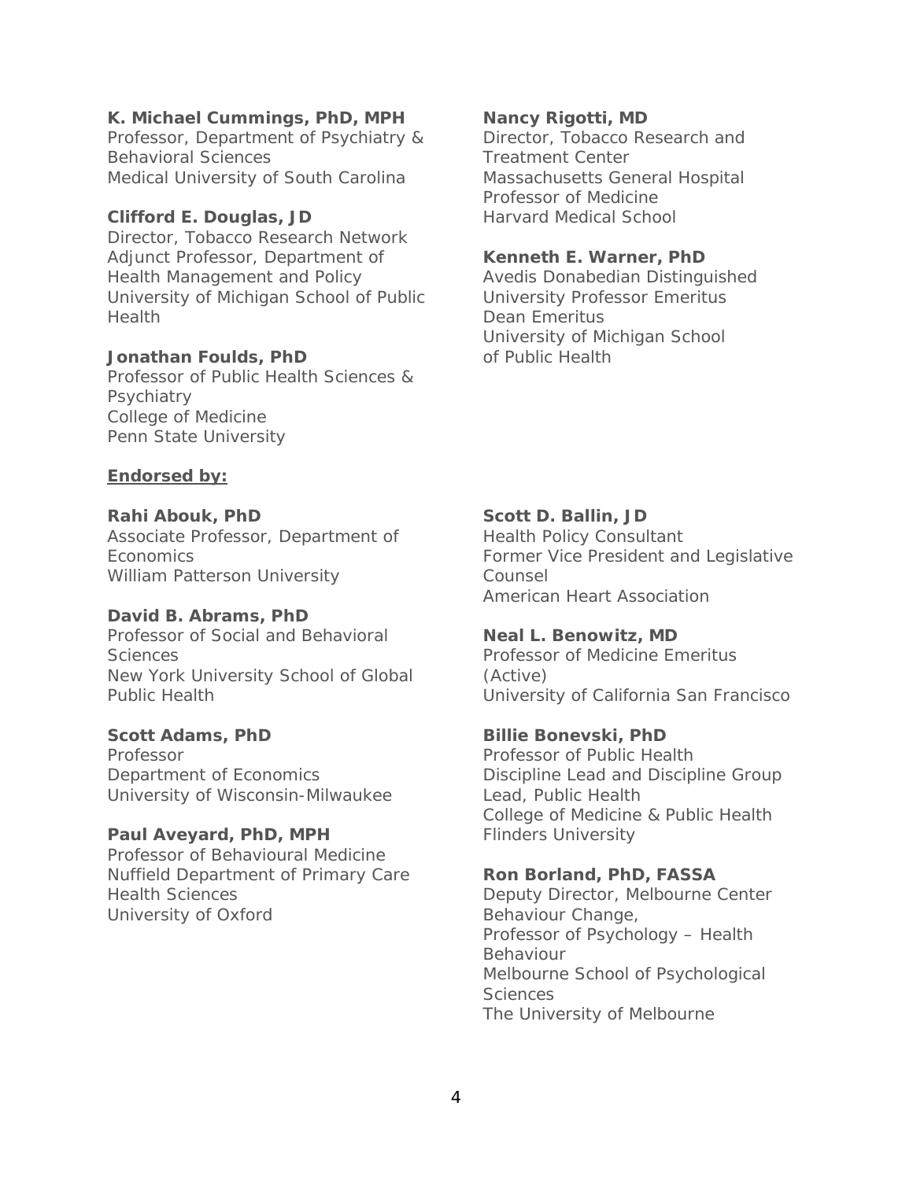**K. Michael Cummings, PhD, MPH**
Professor, Department of Psychiatry & Behavioral Sciences
Medical University of South Carolina

**Clifford E. Douglas, JD**
Director, Tobacco Research Network
Adjunct Professor, Department of Health Management and Policy
University of Michigan School of Public Health

**Jonathan Foulds, PhD**
Professor of Public Health Sciences & Psychiatry
College of Medicine
Penn State University

**Nancy Rigotti, MD**
Director, Tobacco Research and Treatment Center
Massachusetts General Hospital
Professor of Medicine
Harvard Medical School

**Kenneth E. Warner, PhD**
Avedis Donabedian Distinguished University Professor Emeritus
Dean Emeritus
University of Michigan School of Public Health

**Endorsed by:**

**Rahi Abouk, PhD**
Associate Professor, Department of Economics
William Patterson University

**David B. Abrams, PhD**
Professor of Social and Behavioral Sciences
New York University School of Global Public Health

**Scott Adams, PhD**
Professor
Department of Economics
University of Wisconsin-Milwaukee

**Paul Aveyard, PhD, MPH**
Professor of Behavioural Medicine
Nuffield Department of Primary Care Health Sciences
University of Oxford

**Scott D. Ballin, JD**
Health Policy Consultant
Former Vice President and Legislative Counsel
American Heart Association

**Neal L. Benowitz, MD**
Professor of Medicine Emeritus (Active)
University of California San Francisco

**Billie Bonevski, PhD**
Professor of Public Health
Discipline Lead and Discipline Group Lead, Public Health
College of Medicine & Public Health
Flinders University

**Ron Borland, PhD, FASSA**
Deputy Director, Melbourne Center Behaviour Change,
Professor of Psychology – Health Behaviour
Melbourne School of Psychological Sciences
The University of Melbourne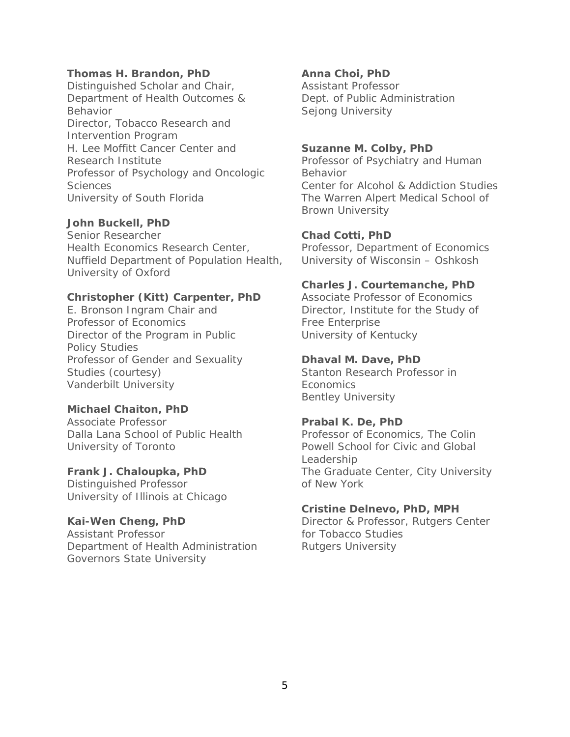**Thomas H. Brandon, PhD**
Distinguished Scholar and Chair, Department of Health Outcomes & Behavior
Director, Tobacco Research and Intervention Program
H. Lee Moffitt Cancer Center and Research Institute
Professor of Psychology and Oncologic Sciences
University of South Florida

**John Buckell, PhD**
Senior Researcher
Health Economics Research Center, Nuffield Department of Population Health, University of Oxford

**Christopher (Kitt) Carpenter, PhD**
E. Bronson Ingram Chair and Professor of Economics
Director of the Program in Public Policy Studies
Professor of Gender and Sexuality Studies (courtesy)
Vanderbilt University

**Michael Chaiton, PhD**
Associate Professor
Dalla Lana School of Public Health
University of Toronto

**Frank J. Chaloupka, PhD**
Distinguished Professor
University of Illinois at Chicago

**Kai-Wen Cheng, PhD**
Assistant Professor
Department of Health Administration
Governors State University

**Anna Choi, PhD**
Assistant Professor
Dept. of Public Administration
Sejong University

**Suzanne M. Colby, PhD**
Professor of Psychiatry and Human Behavior
Center for Alcohol & Addiction Studies
The Warren Alpert Medical School of Brown University

**Chad Cotti, PhD**
Professor, Department of Economics
University of Wisconsin – Oshkosh

**Charles J. Courtemanche, PhD**
Associate Professor of Economics
Director, Institute for the Study of Free Enterprise
University of Kentucky

**Dhaval M. Dave, PhD**
Stanton Research Professor in Economics
Bentley University

**Prabal K. De, PhD**
Professor of Economics, The Colin Powell School for Civic and Global Leadership
The Graduate Center, City University of New York

**Cristine Delnevo, PhD, MPH**
Director & Professor, Rutgers Center for Tobacco Studies
Rutgers University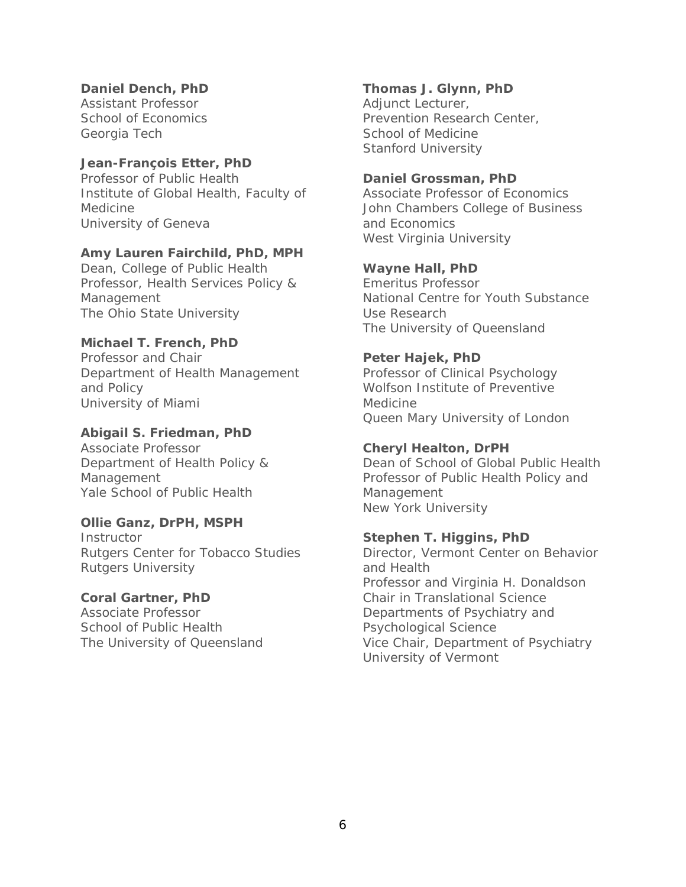**Daniel Dench, PhD**
Assistant Professor
School of Economics
Georgia Tech

**Jean-François Etter, PhD**
Professor of Public Health
Institute of Global Health, Faculty of Medicine
University of Geneva

**Amy Lauren Fairchild, PhD, MPH**
Dean, College of Public Health
Professor, Health Services Policy & Management
The Ohio State University

**Michael T. French, PhD**
Professor and Chair
Department of Health Management and Policy
University of Miami

**Abigail S. Friedman, PhD**
Associate Professor
Department of Health Policy & Management
Yale School of Public Health

**Ollie Ganz, DrPH, MSPH**
Instructor
Rutgers Center for Tobacco Studies
Rutgers University

**Coral Gartner, PhD**
Associate Professor
School of Public Health
The University of Queensland

**Thomas J. Glynn, PhD**
Adjunct Lecturer,
Prevention Research Center,
School of Medicine
Stanford University

**Daniel Grossman, PhD**
Associate Professor of Economics
John Chambers College of Business and Economics
West Virginia University

**Wayne Hall, PhD**
Emeritus Professor
National Centre for Youth Substance Use Research
The University of Queensland

**Peter Hajek, PhD**
Professor of Clinical Psychology
Wolfson Institute of Preventive Medicine
Queen Mary University of London

**Cheryl Healton, DrPH**
Dean of School of Global Public Health
Professor of Public Health Policy and Management
New York University

**Stephen T. Higgins, PhD**
Director, Vermont Center on Behavior and Health
Professor and Virginia H. Donaldson Chair in Translational Science
Departments of Psychiatry and Psychological Science
Vice Chair, Department of Psychiatry
University of Vermont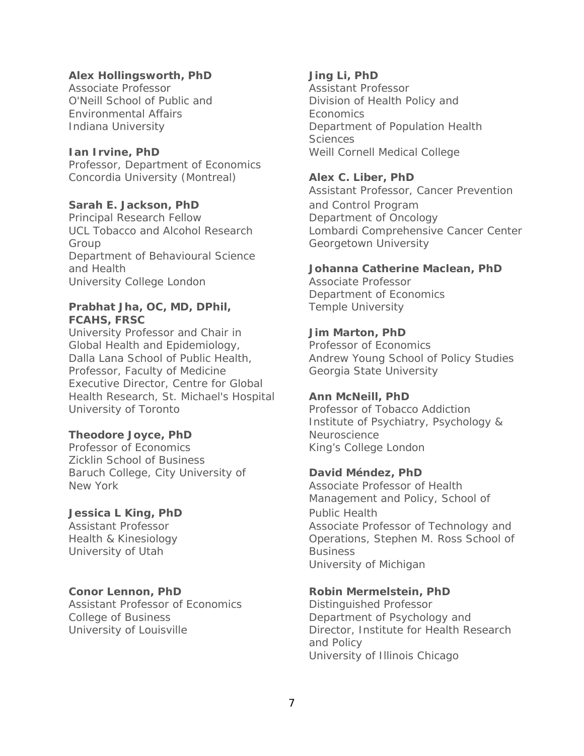**Alex Hollingsworth, PhD**
Associate Professor
O'Neill School of Public and Environmental Affairs
Indiana University

**Ian Irvine, PhD**
Professor, Department of Economics
Concordia University (Montreal)

**Sarah E. Jackson, PhD**
Principal Research Fellow
UCL Tobacco and Alcohol Research Group
Department of Behavioural Science and Health
University College London

**Prabhat Jha, OC, MD, DPhil, FCAHS, FRSC**
University Professor and Chair in Global Health and Epidemiology,
Dalla Lana School of Public Health,
Professor, Faculty of Medicine
Executive Director, Centre for Global Health Research, St. Michael's Hospital
University of Toronto

**Theodore Joyce, PhD**
Professor of Economics
Zicklin School of Business
Baruch College, City University of New York

**Jessica L King, PhD**
Assistant Professor
Health & Kinesiology
University of Utah

**Conor Lennon, PhD**
Assistant Professor of Economics
College of Business
University of Louisville

**Jing Li, PhD**
Assistant Professor
Division of Health Policy and Economics
Department of Population Health Sciences
Weill Cornell Medical College

**Alex C. Liber, PhD**
Assistant Professor, Cancer Prevention and Control Program
Department of Oncology
Lombardi Comprehensive Cancer Center
Georgetown University

**Johanna Catherine Maclean, PhD**
Associate Professor
Department of Economics
Temple University

**Jim Marton, PhD**
Professor of Economics
Andrew Young School of Policy Studies
Georgia State University

**Ann McNeill, PhD**
Professor of Tobacco Addiction
Institute of Psychiatry, Psychology & Neuroscience
King's College London

**David Méndez, PhD**
Associate Professor of Health Management and Policy, School of Public Health
Associate Professor of Technology and Operations, Stephen M. Ross School of Business
University of Michigan

**Robin Mermelstein, PhD**
Distinguished Professor
Department of Psychology and
Director, Institute for Health Research and Policy
University of Illinois Chicago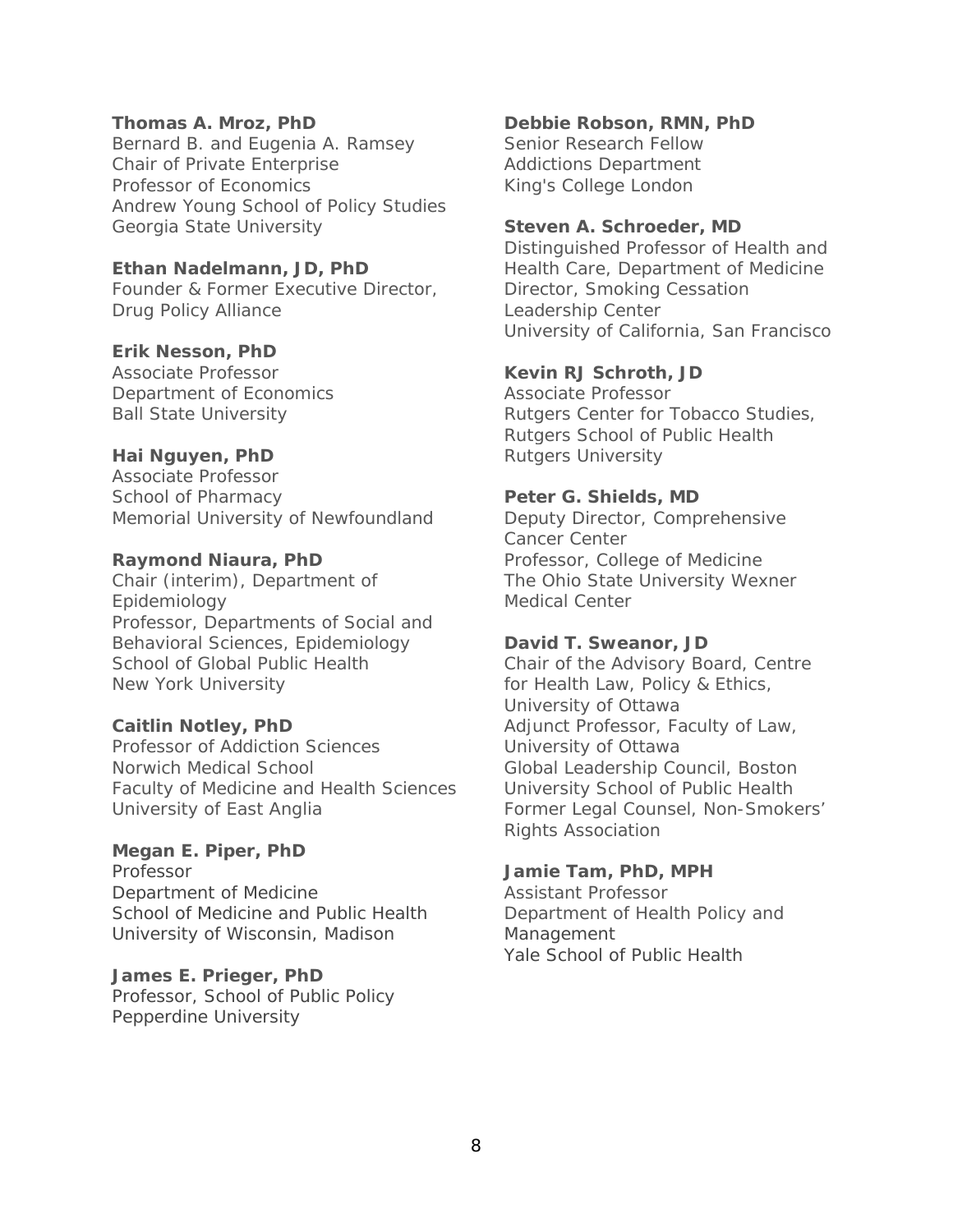**Thomas A. Mroz, PhD**
Bernard B. and Eugenia A. Ramsey
Chair of Private Enterprise
Professor of Economics
Andrew Young School of Policy Studies
Georgia State University

**Ethan Nadelmann, JD, PhD**
Founder & Former Executive Director,
Drug Policy Alliance

**Erik Nesson, PhD**
Associate Professor
Department of Economics
Ball State University

**Hai Nguyen, PhD**
Associate Professor
School of Pharmacy
Memorial University of Newfoundland

**Raymond Niaura, PhD**
Chair (interim), Department of Epidemiology
Professor, Departments of Social and Behavioral Sciences, Epidemiology
School of Global Public Health
New York University

**Caitlin Notley, PhD**
Professor of Addiction Sciences
Norwich Medical School
Faculty of Medicine and Health Sciences
University of East Anglia

**Megan E. Piper, PhD**
Professor
Department of Medicine
School of Medicine and Public Health
University of Wisconsin, Madison

**James E. Prieger, PhD**
Professor, School of Public Policy
Pepperdine University

**Debbie Robson, RMN, PhD**
Senior Research Fellow
Addictions Department
King's College London

**Steven A. Schroeder, MD**
Distinguished Professor of Health and Health Care, Department of Medicine
Director, Smoking Cessation Leadership Center
University of California, San Francisco

**Kevin RJ Schroth, JD**
Associate Professor
Rutgers Center for Tobacco Studies,
Rutgers School of Public Health
Rutgers University

**Peter G. Shields, MD**
Deputy Director, Comprehensive Cancer Center
Professor, College of Medicine
The Ohio State University Wexner Medical Center

**David T. Sweanor, JD**
Chair of the Advisory Board, Centre for Health Law, Policy & Ethics, University of Ottawa
Adjunct Professor, Faculty of Law, University of Ottawa
Global Leadership Council, Boston University School of Public Health
Former Legal Counsel, Non-Smokers' Rights Association

**Jamie Tam, PhD, MPH**
Assistant Professor
Department of Health Policy and Management
Yale School of Public Health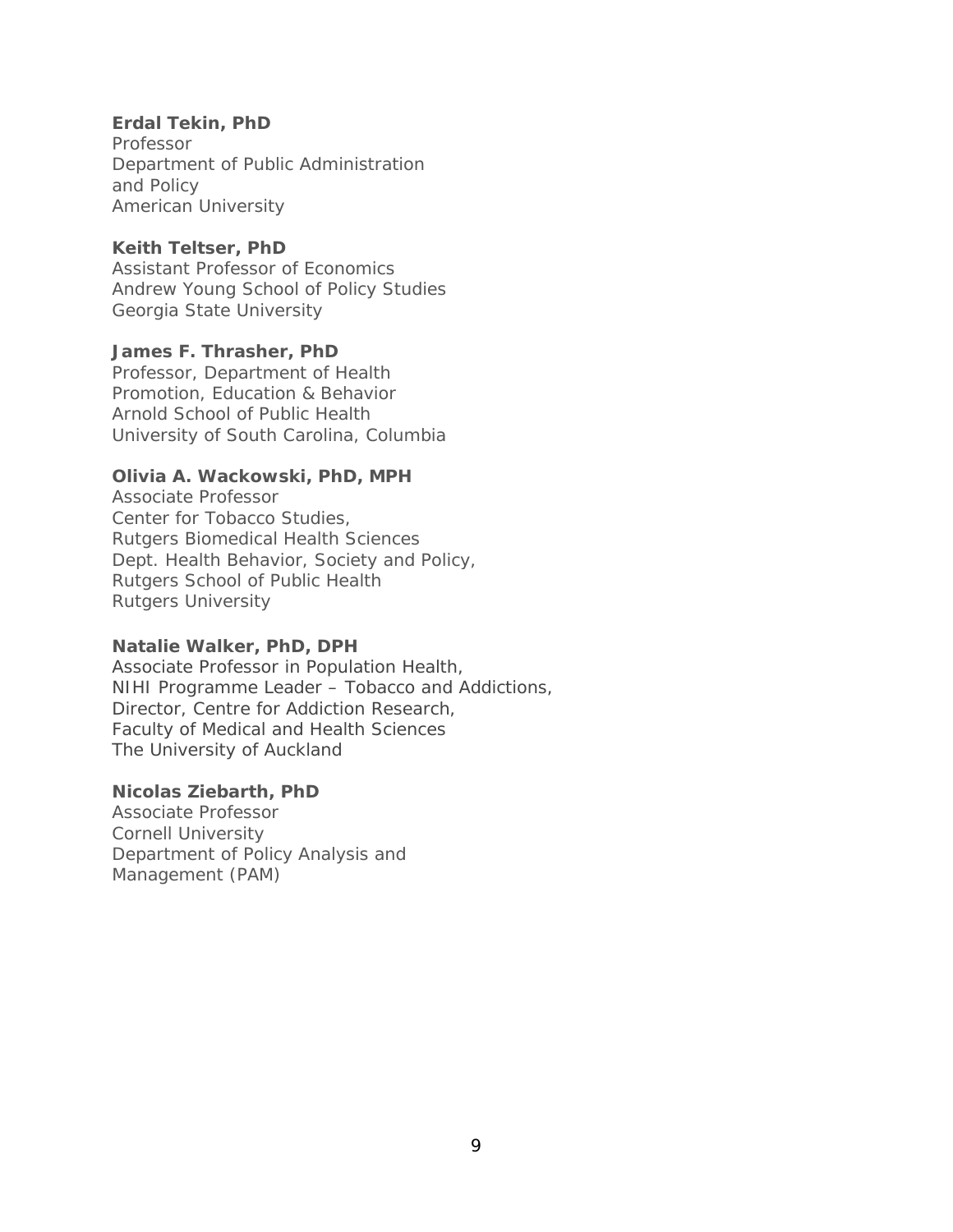**Erdal Tekin, PhD**
Professor
Department of Public Administration
and Policy
American University

**Keith Teltser, PhD**
Assistant Professor of Economics
Andrew Young School of Policy Studies
Georgia State University

**James F. Thrasher, PhD**
Professor, Department of Health
Promotion, Education & Behavior
Arnold School of Public Health
University of South Carolina, Columbia

**Olivia A. Wackowski, PhD, MPH**
Associate Professor
Center for Tobacco Studies,
Rutgers Biomedical Health Sciences
Dept. Health Behavior, Society and Policy,
Rutgers School of Public Health
Rutgers University

**Natalie Walker, PhD, DPH**
Associate Professor in Population Health,
NIHI Programme Leader – Tobacco and Addictions,
Director, Centre for Addiction Research,
Faculty of Medical and Health Sciences
The University of Auckland

**Nicolas Ziebarth, PhD**
Associate Professor
Cornell University
Department of Policy Analysis and
Management (PAM)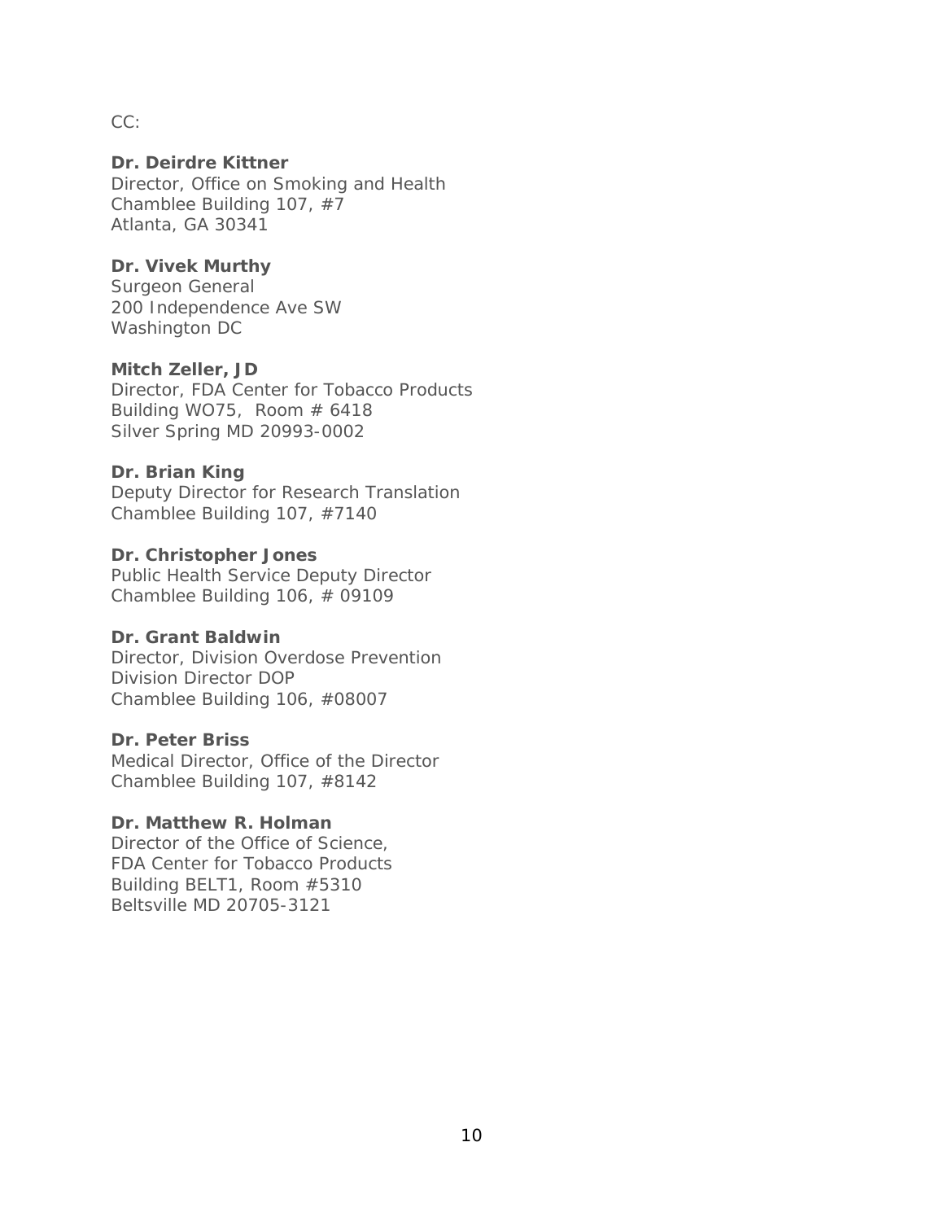CC:

**Dr. Deirdre Kittner**
Director, Office on Smoking and Health
Chamblee Building 107, #7
Atlanta, GA 30341

**Dr. Vivek Murthy**
Surgeon General
200 Independence Ave SW
Washington DC

**Mitch Zeller, JD**
Director, FDA Center for Tobacco Products
Building WO75, Room # 6418
Silver Spring MD 20993-0002

**Dr. Brian King**
Deputy Director for Research Translation
Chamblee Building 107, #7140

**Dr. Christopher Jones**
Public Health Service Deputy Director
Chamblee Building 106, # 09109

**Dr. Grant Baldwin**
Director, Division Overdose Prevention
Division Director DOP
Chamblee Building 106, #08007

**Dr. Peter Briss**
Medical Director, Office of the Director
Chamblee Building 107, #8142

**Dr. Matthew R. Holman**
Director of the Office of Science,
FDA Center for Tobacco Products
Building BELT1, Room #5310
Beltsville MD 20705-3121